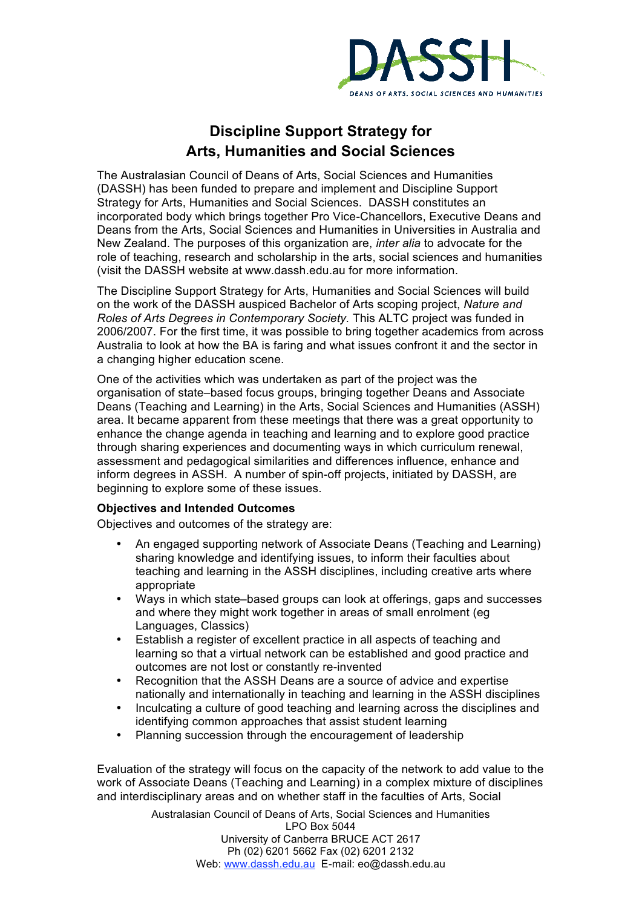# Discipline Support Strategy for Arts, Humanities and Social Sciences

The Australasian Council of Deans of Arts, Social Sciences and Humanities (DASSH) has been funded to prepare and implement and Discipline Support Strategy for Arts, Humanities and Social Sciences. DASSH constitutes an incorporated body which brings together Pro Vice-Chancellors, Executive Deans and Deans from the Arts, Social Sciences and Humanities in Universities in Australia and New Zealand. The purposes of this organization are, *inter alia* to advocate for the role of teaching, research and scholarship in the arts, social sciences and humanities (visit the DASSH website at www.dassh.edu.au for more information.

The Discipline Support Strategy for Arts, Humanities and Social Sciences will build on the work of the DASSH auspiced Bachelor of Arts scoping project, *Nature and Roles of Arts Degrees in Contemporary Society.* This ALTC project was funded in 2006/2007. For the first time, it was possible to bring together academics from across Australia to look at how the BA is faring and what issues confront it and the sector in a changing higher education scene.

One of the activities which was undertaken as part of the project was the organisation of state–based focus groups, bringing together Deans and Associate Deans (Teaching and Learning) in the Arts, Social Sciences and Humanities (ASSH) area. It became apparent from these meetings that there was a great opportunity to enhance the change agenda in teaching and learning and to explore good practice through sharing experiences and documenting ways in which curriculum renewal, assessment and pedagogical similarities and differences influence, enhance and inform degrees in ASSH. A number of spin-off projects, initiated by DASSH, are beginning to explore some of these issues.

**Objectives and Intended Outcomes**

Objectives and outcomes of the strategy are:

- An engaged supporting network of Associate Deans (Teaching and Learning) sharing knowledge and identifying issues, to inform their faculties about teaching and learning in the ASSH disciplines, including creative arts where appropriate
- Ways in which state–based groups can look at offerings, gaps and successes and where they might work together in areas of small enrolment (eg Languages, Classics)
- Establish a register of excellent practice in all aspects of teaching and learning so that a virtual network can be established and good practice and outcomes are not lost or constantly re-invented
- Recognition that the ASSH Deans are a source of advice and expertise nationally and internationally in teaching and learning in the ASSH disciplines
- Inculcating a culture of good teaching and learning across the disciplines and identifying common approaches that assist student learning
- Planning succession through the encouragement of leadership

Evaluation of the strategy will focus on the capacity of the network to add value to the work of Associate Deans (Teaching and Learning) in a complex mixture of disciplines and interdisciplinary areas and on whether staff in the faculties of Arts, Social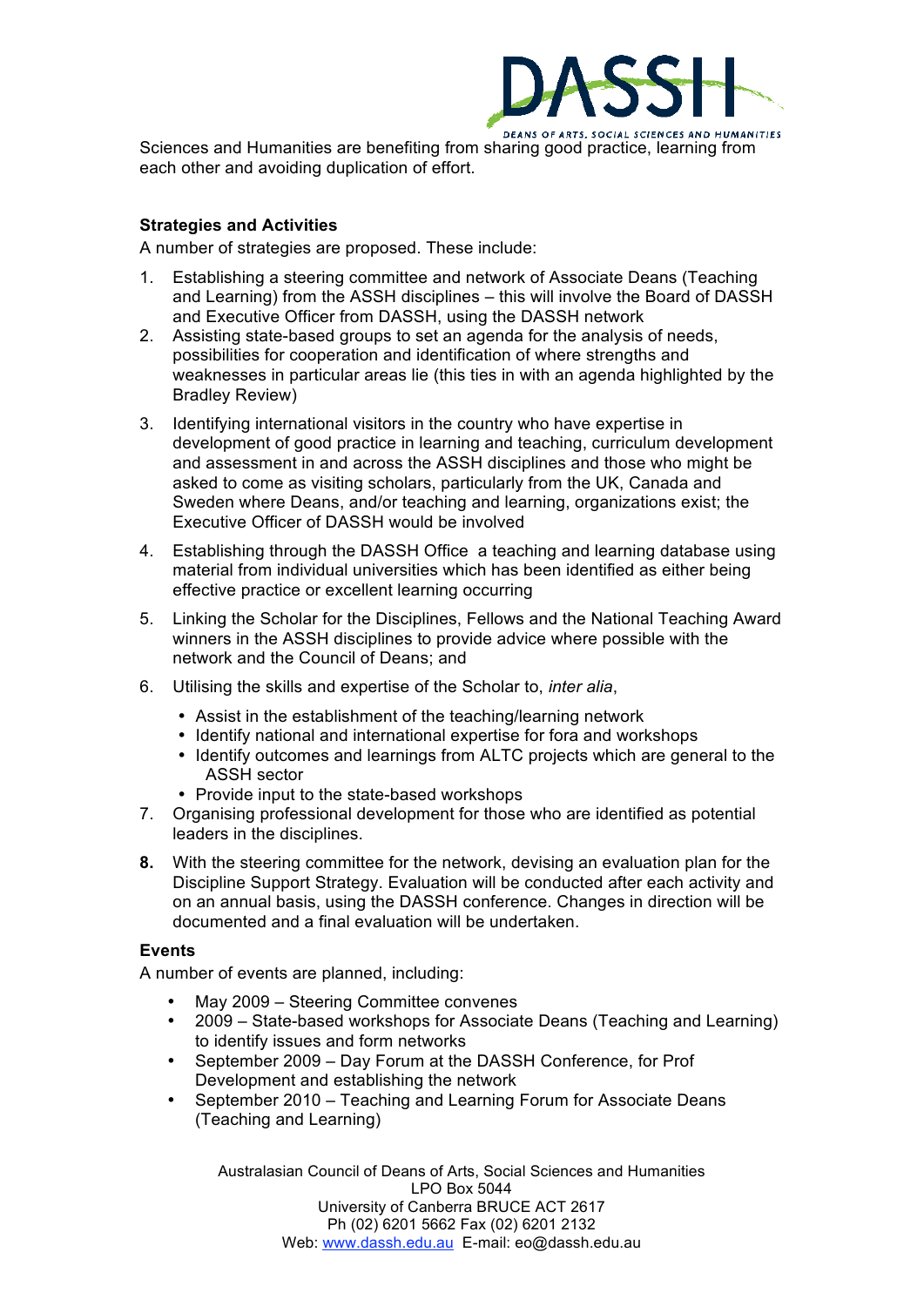Sciences and Humanities are benefiting from sharing good practice, learning from each other and avoiding duplication of effort.

**Strategies and Activities**

A number of strategies are proposed. These include:

1. Establishing a steering committee and network of Associate Deans (Teaching and Learning) from the ASSH disciplines – this will involve the Board of DASSH and Executive Officer from DASSH, using the DASSH network
2. Assisting state-based groups to set an agenda for the analysis of needs, possibilities for cooperation and identification of where strengths and weaknesses in particular areas lie (this ties in with an agenda highlighted by the Bradley Review)
3. Identifying international visitors in the country who have expertise in development of good practice in learning and teaching, curriculum development and assessment in and across the ASSH disciplines and those who might be asked to come as visiting scholars, particularly from the UK, Canada and Sweden where Deans, and/or teaching and learning, organizations exist; the Executive Officer of DASSH would be involved
4. Establishing through the DASSH Office a teaching and learning database using material from individual universities which has been identified as either being effective practice or excellent learning occurring
5. Linking the Scholar for the Disciplines, Fellows and the National Teaching Award winners in the ASSH disciplines to provide advice where possible with the network and the Council of Deans; and
6. Utilising the skills and expertise of the Scholar to, *inter alia*,
   - Assist in the establishment of the teaching/learning network
   - Identify national and international expertise for fora and workshops
   - Identify outcomes and learnings from ALTC projects which are general to the ASSH sector
   - Provide input to the state-based workshops
7. Organising professional development for those who are identified as potential leaders in the disciplines.
8. With the steering committee for the network, devising an evaluation plan for the Discipline Support Strategy. Evaluation will be conducted after each activity and on an annual basis, using the DASSH conference. Changes in direction will be documented and a final evaluation will be undertaken.

**Events**

A number of events are planned, including:

- May 2009 – Steering Committee convenes
- 2009 – State-based workshops for Associate Deans (Teaching and Learning) to identify issues and form networks
- September 2009 – Day Forum at the DASSH Conference, for Prof Development and establishing the network
- September 2010 – Teaching and Learning Forum for Associate Deans (Teaching and Learning)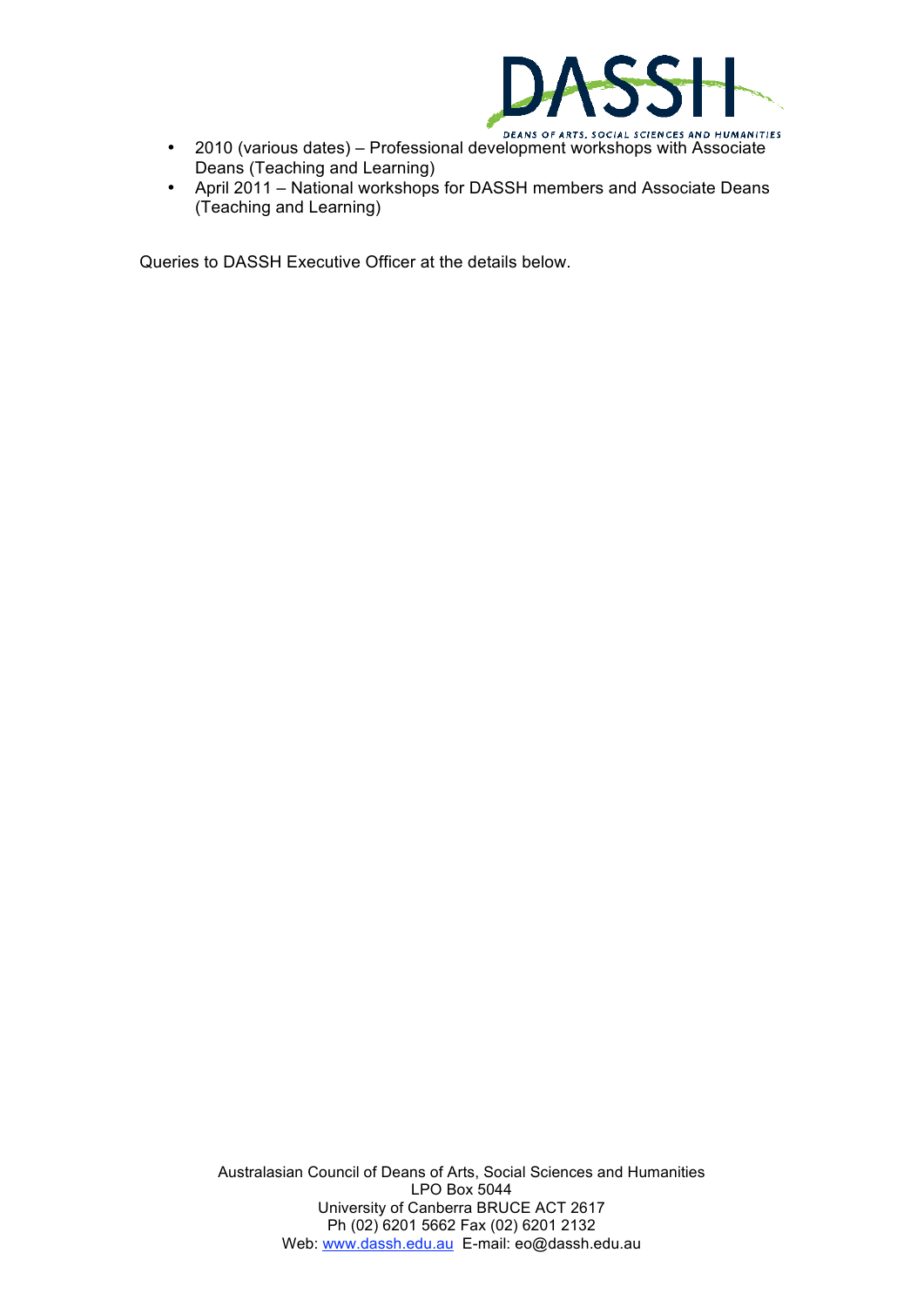- 2010 (various dates) – Professional development workshops with Associate Deans (Teaching and Learning)
- April 2011 – National workshops for DASSH members and Associate Deans (Teaching and Learning)

Queries to DASSH Executive Officer at the details below.

Australasian Council of Deans of Arts, Social Sciences and Humanities
LPO Box 5044
University of Canberra BRUCE ACT 2617
Ph (02) 6201 5662 Fax (02) 6201 2132
Web: www.dassh.edu.au E-mail: eo@dassh.edu.au